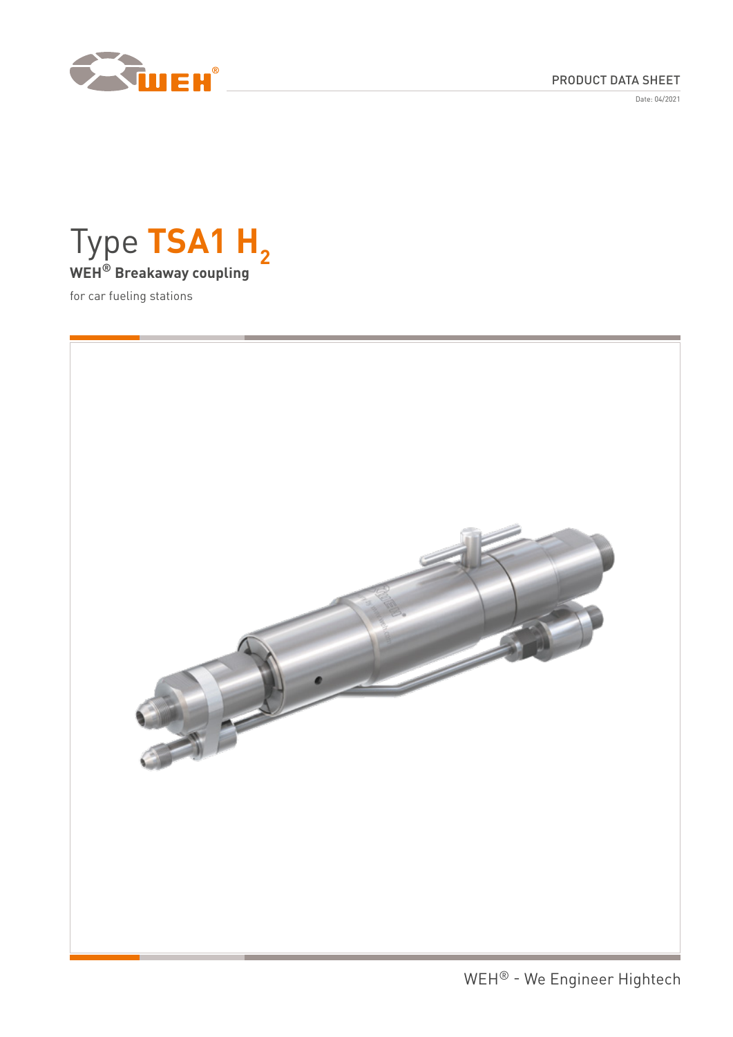PRODUCT DATA SHEET

Date: 04/2021

# Type TSA1 $H_2$

**WEH® Breakaway coupling**

for car fueling stations

WEH® - We Engineer Hightech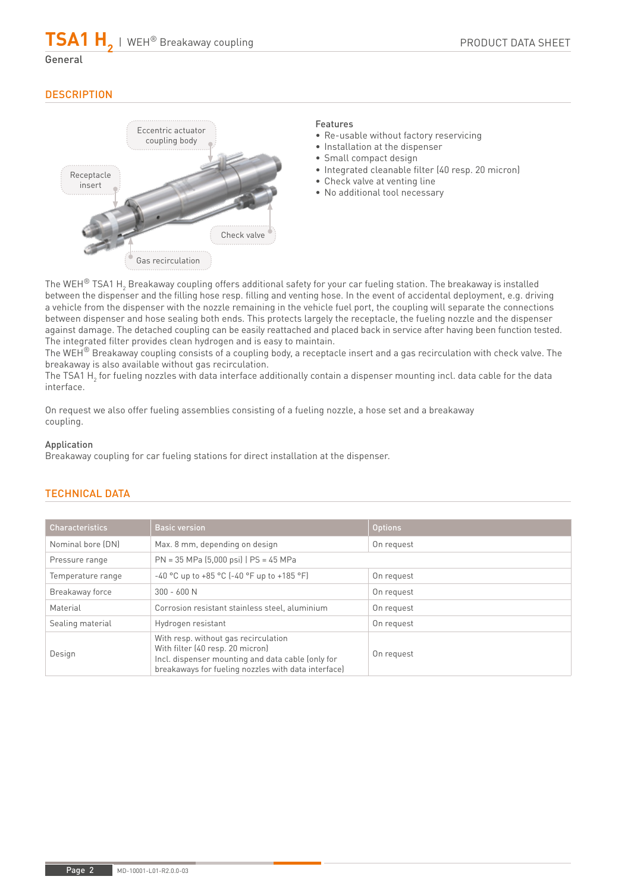## General

## DESCRIPTION

Eccentric actuator coupling body

Receptacle insert

Check valve

Gas recirculation

**Features**

- Re-usable without factory reservicing
- Installation at the dispenser
- Small compact design
- Integrated cleanable filter (40 resp. 20 micron)
- Check valve at venting line
- No additional tool necessary

The WEH® TSA1 $H_2$ Breakaway coupling offers additional safety for your car fueling station. The breakaway is installed between the dispenser and the filling hose resp. filling and venting hose. In the event of accidental deployment, e.g. driving a vehicle from the dispenser with the nozzle remaining in the vehicle fuel port, the coupling will separate the connections between dispenser and hose sealing both ends. This protects largely the receptacle, the fueling nozzle and the dispenser against damage. The detached coupling can be easily reattached and placed back in service after having been function tested. The integrated filter provides clean hydrogen and is easy to maintain.
The WEH® Breakaway coupling consists of a coupling body, a receptacle insert and a gas recirculation with check valve. The breakaway is also available without gas recirculation.
The TSA1 $H_2$ for fueling nozzles with data interface additionally contain a dispenser mounting incl. data cable for the data interface.

On request we also offer fueling assemblies consisting of a fueling nozzle, a hose set and a breakaway coupling.

**Application**
Breakaway coupling for car fueling stations for direct installation at the dispenser.

## TECHNICAL DATA

| Characteristics | Basic version | Options |
|---|---|---|
| Nominal bore (DN) | Max. 8 mm, depending on design | On request |
| Pressure range | PN = 35 MPa (5,000 psi) \| PS = 45 MPa | |
| Temperature range | -40 °C up to +85 °C (-40 °F up to +185 °F) | On request |
| Breakaway force | 300 - 600 N | On request |
| Material | Corrosion resistant stainless steel, aluminium | On request |
| Sealing material | Hydrogen resistant | On request |
| Design | With resp. without gas recirculation<br>With filter (40 resp. 20 micron)<br>Incl. dispenser mounting and data cable (only for breakaways for fueling nozzles with data interface) | On request |

MD-10001-L01-R2.0.0-03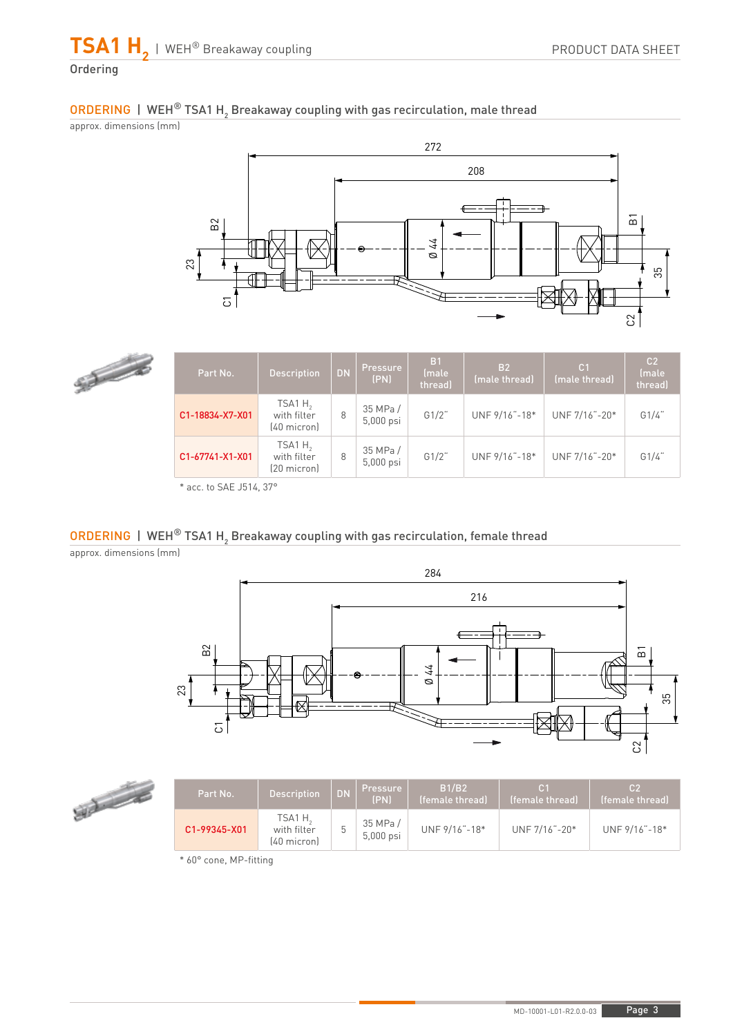## Ordering

### ORDERING | WEH® TSA1 $H_2$ Breakaway coupling with gas recirculation, male thread

approx. dimensions (mm)

| Part No. | Description | DN | Pressure (PN) | B1 (male thread) | B2 (male thread) | C1 (male thread) | C2 (male thread) |
|---|---|---|---|---|---|---|---|
| C1-18834-X7-X01 | TSA1 $H_2$ with filter (40 micron) | 8 | 35 MPa / 5,000 psi | G1/2" | UNF 9/16"-18* | UNF 7/16"-20* | G1/4" |
| C1-67741-X1-X01 | TSA1 $H_2$ with filter (20 micron) | 8 | 35 MPa / 5,000 psi | G1/2" | UNF 9/16"-18* | UNF 7/16"-20* | G1/4" |

* acc. to SAE J514, 37°

### ORDERING | WEH® TSA1 $H_2$ Breakaway coupling with gas recirculation, female thread

approx. dimensions (mm)

| Part No. | Description | DN | Pressure (PN) | B1/B2 (female thread) | C1 (female thread) | C2 (female thread) |
|---|---|---|---|---|---|---|
| C1-99345-X01 | TSA1 $H_2$ with filter (40 micron) | 5 | 35 MPa / 5,000 psi | UNF 9/16"-18* | UNF 7/16"-20* | UNF 9/16"-18* |

* 60° cone, MP-fitting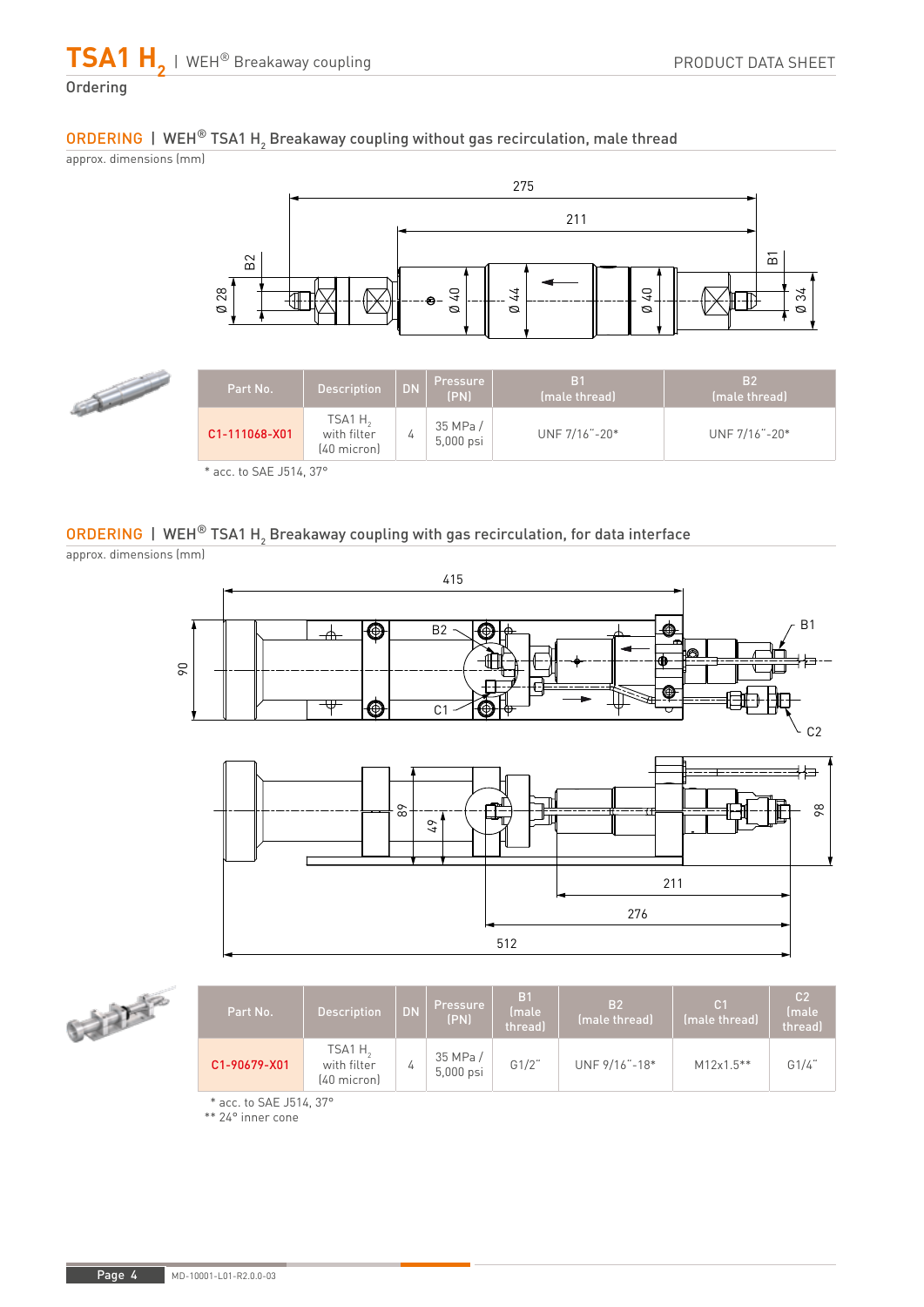## Ordering

### ORDERING | WEH® TSA1 $H_2$ Breakaway coupling without gas recirculation, male thread

approx. dimensions (mm)

275
211
B2
B1
Ø 28
Ø 40
Ø 44
Ø 40
Ø 34

| Part No. | Description | DN | Pressure (PN) | B1 (male thread) | B2 (male thread) |
|---|---|---|---|---|---|
| C1-111068-X01 | TSA1 $H_2$ with filter (40 micron) | 4 | 35 MPa / 5,000 psi | UNF 7/16"-20* | UNF 7/16"-20* |

\* acc. to SAE J514, 37°

### ORDERING | WEH® TSA1 $H_2$ Breakaway coupling with gas recirculation, for data interface

approx. dimensions (mm)

415
90
B2
C1
B1
C2
89
49
98
211
276
512

| Part No. | Description | DN | Pressure (PN) | B1 (male thread) | B2 (male thread) | C1 (male thread) | C2 (male thread) |
|---|---|---|---|---|---|---|---|
| C1-90679-X01 | TSA1 $H_2$ with filter (40 micron) | 4 | 35 MPa / 5,000 psi | G1/2" | UNF 9/16"-18* | M12x1.5** | G1/4" |

\* acc. to SAE J514, 37°
\*\* 24° inner cone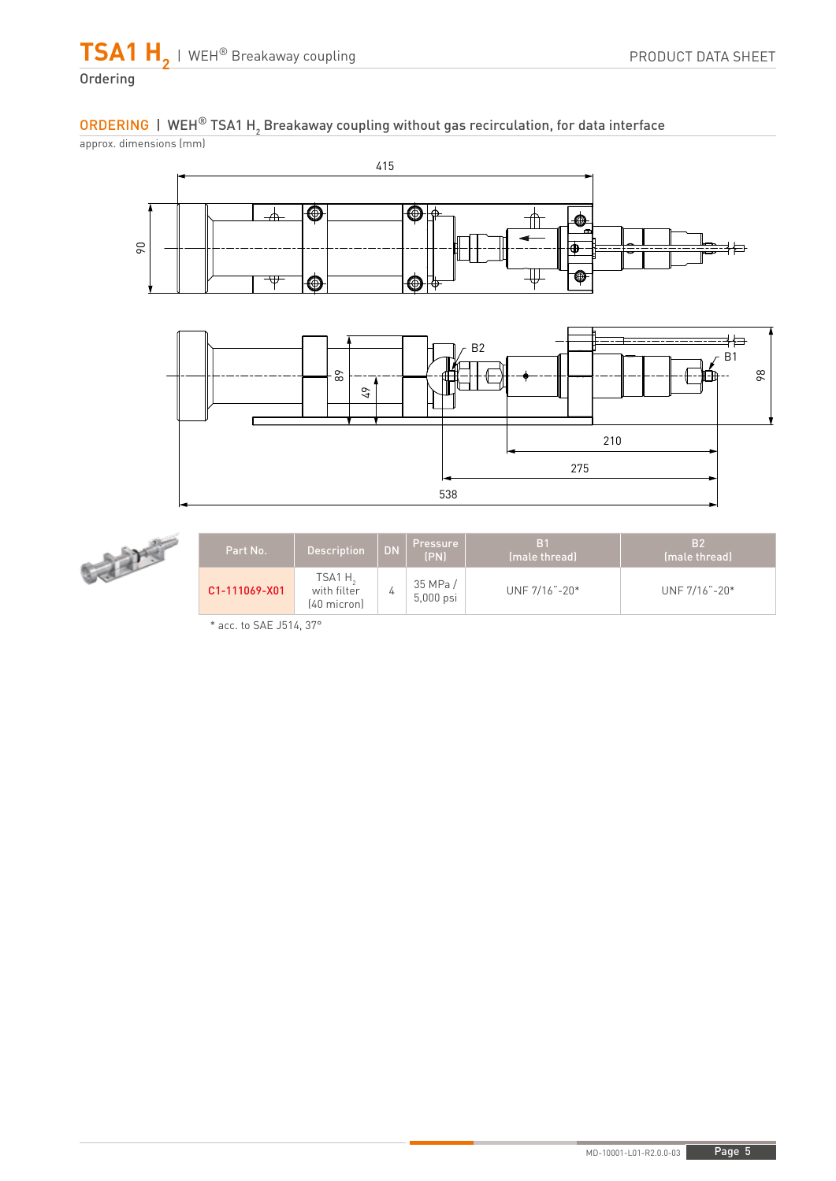## ORDERING | WEH® TSA1 $H_2$ Breakaway coupling without gas recirculation, for data interface

approx. dimensions (mm)

415

90

B2

B1

89

49

98

210

275

538

| Part No. | Description | DN | Pressure (PN) | B1 (male thread) | B2 (male thread) |
|---|---|---|---|---|---|
| C1-111069-X01 | TSA1 $H_2$ with filter (40 micron) | 4 | 35 MPa / 5,000 psi | UNF 7/16"-20* | UNF 7/16"-20* |

\* acc. to SAE J514, 37°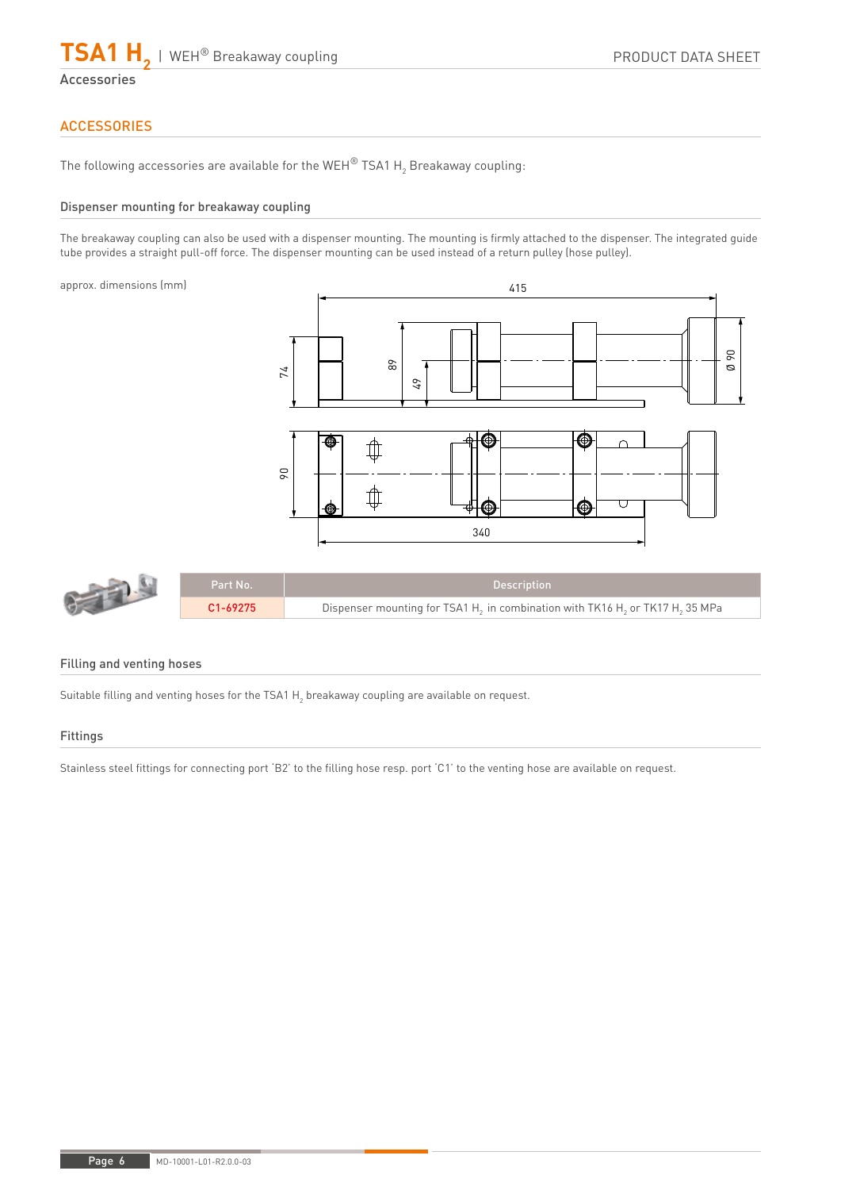## ACCESSORIES

The following accessories are available for the WEH® TSA1 $H_2$ Breakaway coupling:

### Dispenser mounting for breakaway coupling

The breakaway coupling can also be used with a dispenser mounting. The mounting is firmly attached to the dispenser. The integrated guide tube provides a straight pull-off force. The dispenser mounting can be used instead of a return pulley (hose pulley).

approx. dimensions (mm)

415
74
89
49
Ø 90
90
340

| Part No. | Description |
|---|---|
| C1-69275 | Dispenser mounting for TSA1 $H_2$ in combination with TK16 $H_2$ or TK17 $H_2$ 35 MPa |

### Filling and venting hoses

Suitable filling and venting hoses for the TSA1 $H_2$ breakaway coupling are available on request.

### Fittings

Stainless steel fittings for connecting port 'B2' to the filling hose resp. port 'C1' to the venting hose are available on request.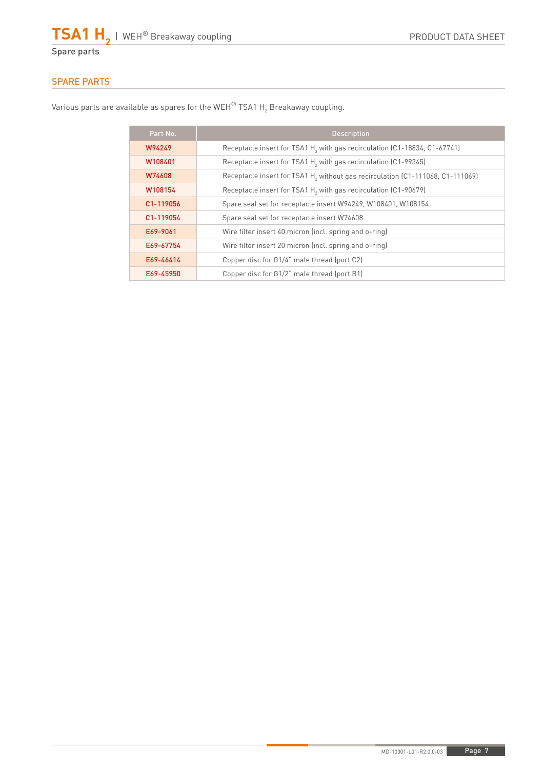## SPARE PARTS

Various parts are available as spares for the WEH® TSA1 $H_2$ Breakaway coupling.

| Part No. | Description |
|---|---|
| W94249 | Receptacle insert for TSA1 $H_2$ with gas recirculation (C1-18834, C1-67741) |
| W108401 | Receptacle insert for TSA1 $H_2$ with gas recirculation (C1-99345) |
| W74608 | Receptacle insert for TSA1 $H_2$ without gas recirculation (C1-111068, C1-111069) |
| W108154 | Receptacle insert for TSA1 $H_2$ with gas recirculation (C1-90679) |
| C1-119056 | Spare seal set for receptacle insert W94249, W108401, W108154 |
| C1-119054 | Spare seal set for receptacle insert W74608 |
| E69-9061 | Wire filter insert 40 micron (incl. spring and o-ring) |
| E69-67754 | Wire filter insert 20 micron (incl. spring and o-ring) |
| E69-46414 | Copper disc for G1/4" male thread (port C2) |
| E69-45950 | Copper disc for G1/2" male thread (port B1) |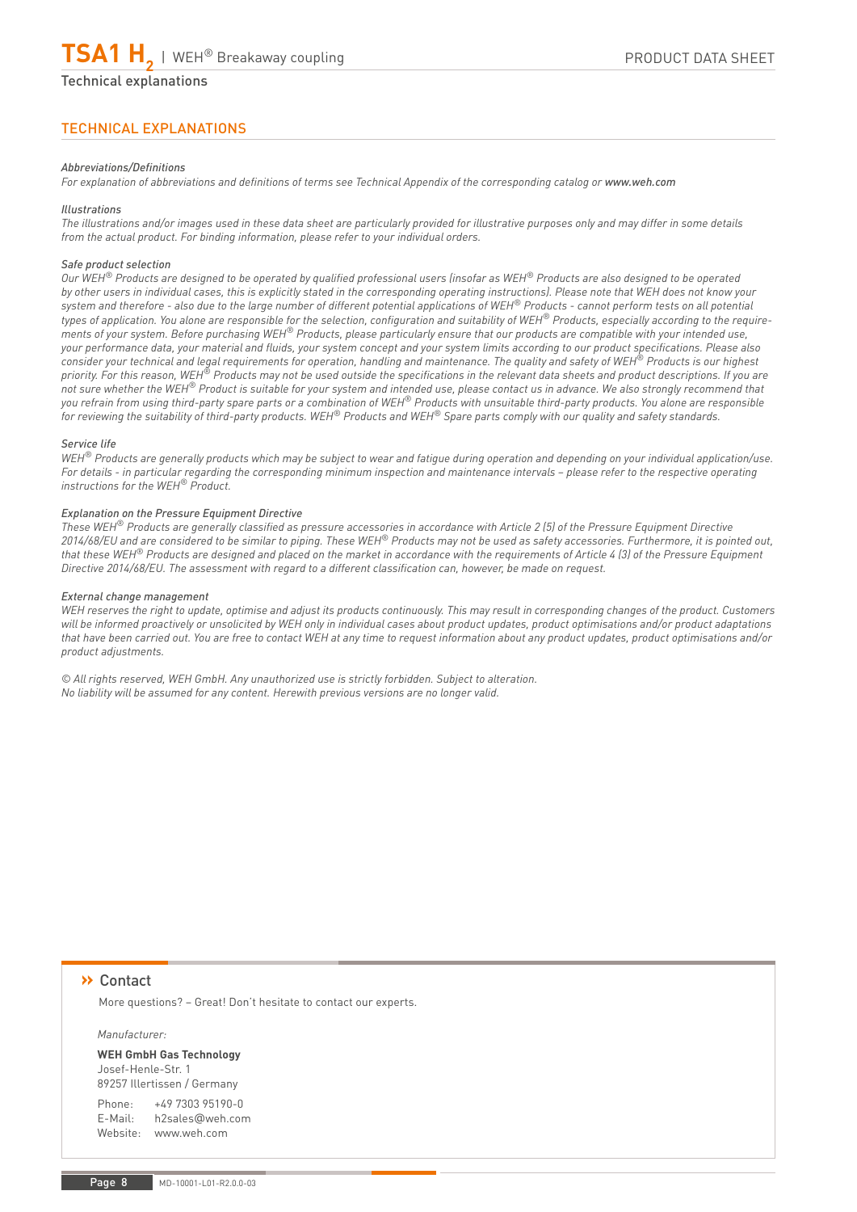## TECHNICAL EXPLANATIONS

*Abbreviations/Definitions*

*For explanation of abbreviations and definitions of terms see Technical Appendix of the corresponding catalog or www.weh.com*

*Illustrations*

*The illustrations and/or images used in these data sheet are particularly provided for illustrative purposes only and may differ in some details from the actual product. For binding information, please refer to your individual orders.*

*Safe product selection*

*Our WEH® Products are designed to be operated by qualified professional users (insofar as WEH® Products are also designed to be operated by other users in individual cases, this is explicitly stated in the corresponding operating instructions). Please note that WEH does not know your system and therefore - also due to the large number of different potential applications of WEH® Products - cannot perform tests on all potential types of application. You alone are responsible for the selection, configuration and suitability of WEH® Products, especially according to the requirements of your system. Before purchasing WEH® Products, please particularly ensure that our products are compatible with your intended use, your performance data, your material and fluids, your system concept and your system limits according to our product specifications. Please also consider your technical and legal requirements for operation, handling and maintenance. The quality and safety of WEH® Products is our highest priority. For this reason, WEH® Products may not be used outside the specifications in the relevant data sheets and product descriptions. If you are not sure whether the WEH® Product is suitable for your system and intended use, please contact us in advance. We also strongly recommend that you refrain from using third-party spare parts or a combination of WEH® Products with unsuitable third-party products. You alone are responsible for reviewing the suitability of third-party products. WEH® Products and WEH® Spare parts comply with our quality and safety standards.*

*Service life*

*WEH® Products are generally products which may be subject to wear and fatigue during operation and depending on your individual application/use. For details - in particular regarding the corresponding minimum inspection and maintenance intervals – please refer to the respective operating instructions for the WEH® Product.*

*Explanation on the Pressure Equipment Directive*

*These WEH® Products are generally classified as pressure accessories in accordance with Article 2 (5) of the Pressure Equipment Directive 2014/68/EU and are considered to be similar to piping. These WEH® Products may not be used as safety accessories. Furthermore, it is pointed out, that these WEH® Products are designed and placed on the market in accordance with the requirements of Article 4 (3) of the Pressure Equipment Directive 2014/68/EU. The assessment with regard to a different classification can, however, be made on request.*

*External change management*

*WEH reserves the right to update, optimise and adjust its products continuously. This may result in corresponding changes of the product. Customers will be informed proactively or unsolicited by WEH only in individual cases about product updates, product optimisations and/or product adaptations that have been carried out. You are free to contact WEH at any time to request information about any product updates, product optimisations and/or product adjustments.*

*© All rights reserved, WEH GmbH. Any unauthorized use is strictly forbidden. Subject to alteration.*
*No liability will be assumed for any content. Herewith previous versions are no longer valid.*

### » Contact

More questions? – Great! Don't hesitate to contact our experts.

*Manufacturer:*

**WEH GmbH Gas Technology**
Josef-Henle-Str. 1
89257 Illertissen / Germany

Phone: +49 7303 95190-0
E-Mail: h2sales@weh.com
Website: www.weh.com

MD-10001-L01-R2.0.0-03